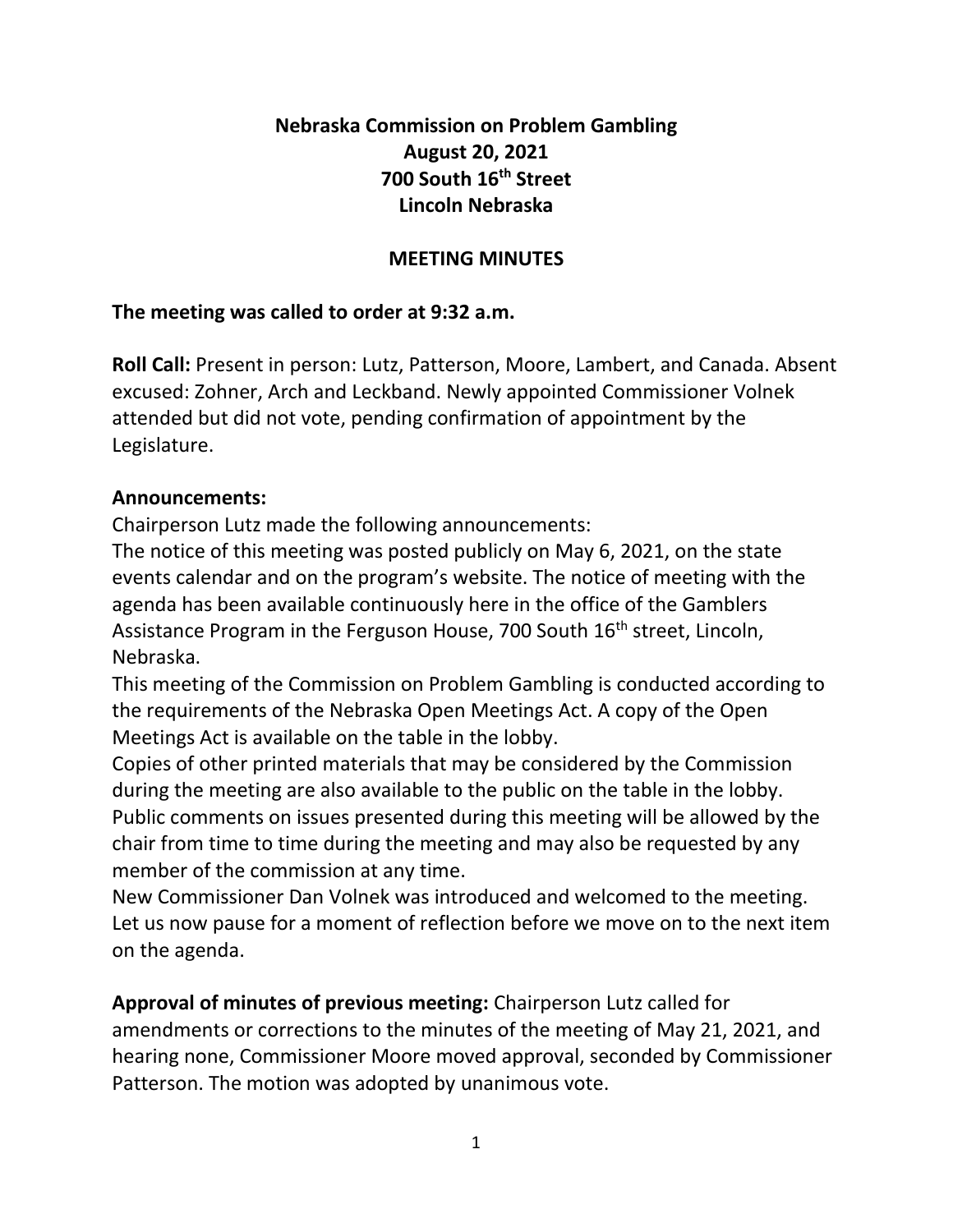# Nebraska Commission on Problem Gambling
## August 20, 2021
## 700 South 16th Street
## Lincoln Nebraska

## MEETING MINUTES

**The meeting was called to order at 9:32 a.m.**

**Roll Call:** Present in person: Lutz, Patterson, Moore, Lambert, and Canada. Absent excused: Zohner, Arch and Leckband. Newly appointed Commissioner Volnek attended but did not vote, pending confirmation of appointment by the Legislature.

**Announcements:**

Chairperson Lutz made the following announcements:

The notice of this meeting was posted publicly on May 6, 2021, on the state events calendar and on the program's website. The notice of meeting with the agenda has been available continuously here in the office of the Gamblers Assistance Program in the Ferguson House, 700 South 16th street, Lincoln, Nebraska.

This meeting of the Commission on Problem Gambling is conducted according to the requirements of the Nebraska Open Meetings Act. A copy of the Open Meetings Act is available on the table in the lobby.

Copies of other printed materials that may be considered by the Commission during the meeting are also available to the public on the table in the lobby.

Public comments on issues presented during this meeting will be allowed by the chair from time to time during the meeting and may also be requested by any member of the commission at any time.

New Commissioner Dan Volnek was introduced and welcomed to the meeting.

Let us now pause for a moment of reflection before we move on to the next item on the agenda.

**Approval of minutes of previous meeting:** Chairperson Lutz called for amendments or corrections to the minutes of the meeting of May 21, 2021, and hearing none, Commissioner Moore moved approval, seconded by Commissioner Patterson. The motion was adopted by unanimous vote.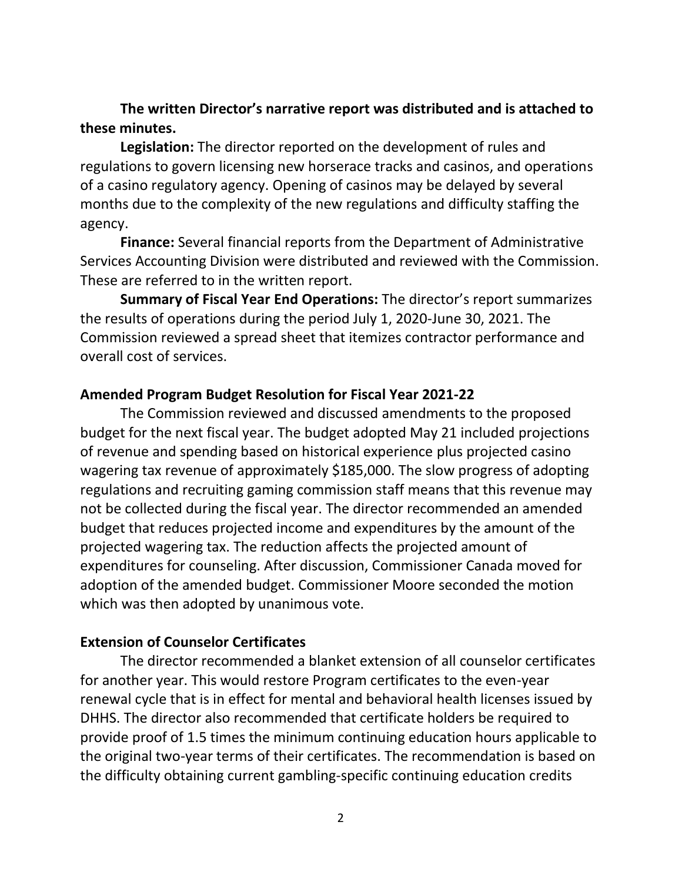**The written Director's narrative report was distributed and is attached to these minutes.**

**Legislation:** The director reported on the development of rules and regulations to govern licensing new horserace tracks and casinos, and operations of a casino regulatory agency. Opening of casinos may be delayed by several months due to the complexity of the new regulations and difficulty staffing the agency.

**Finance:** Several financial reports from the Department of Administrative Services Accounting Division were distributed and reviewed with the Commission. These are referred to in the written report.

**Summary of Fiscal Year End Operations:** The director's report summarizes the results of operations during the period July 1, 2020-June 30, 2021. The Commission reviewed a spread sheet that itemizes contractor performance and overall cost of services.

## Amended Program Budget Resolution for Fiscal Year 2021-22

The Commission reviewed and discussed amendments to the proposed budget for the next fiscal year. The budget adopted May 21 included projections of revenue and spending based on historical experience plus projected casino wagering tax revenue of approximately $185,000. The slow progress of adopting regulations and recruiting gaming commission staff means that this revenue may not be collected during the fiscal year. The director recommended an amended budget that reduces projected income and expenditures by the amount of the projected wagering tax. The reduction affects the projected amount of expenditures for counseling. After discussion, Commissioner Canada moved for adoption of the amended budget. Commissioner Moore seconded the motion which was then adopted by unanimous vote.

## Extension of Counselor Certificates

The director recommended a blanket extension of all counselor certificates for another year. This would restore Program certificates to the even-year renewal cycle that is in effect for mental and behavioral health licenses issued by DHHS. The director also recommended that certificate holders be required to provide proof of 1.5 times the minimum continuing education hours applicable to the original two-year terms of their certificates. The recommendation is based on the difficulty obtaining current gambling-specific continuing education credits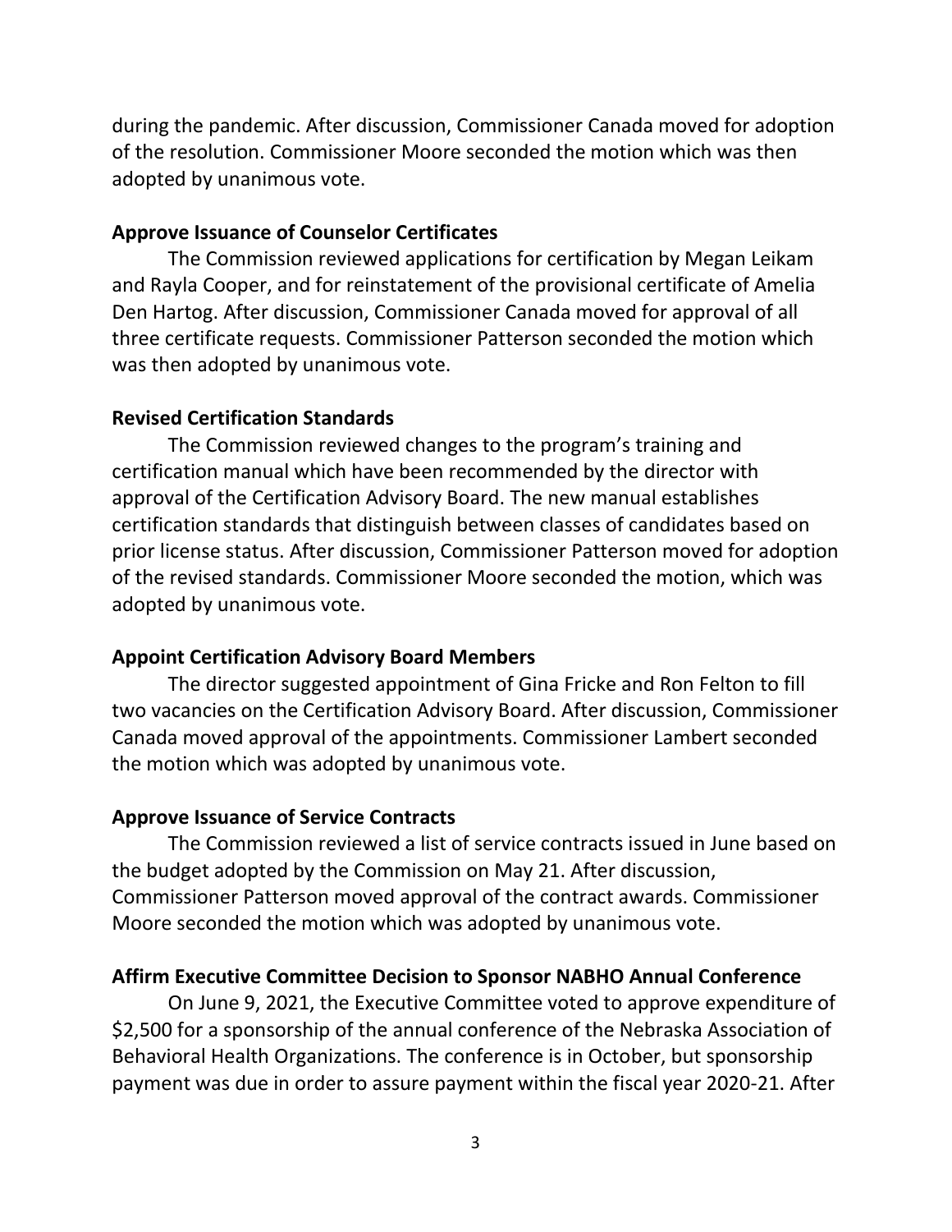during the pandemic. After discussion, Commissioner Canada moved for adoption of the resolution. Commissioner Moore seconded the motion which was then adopted by unanimous vote.

**Approve Issuance of Counselor Certificates**

The Commission reviewed applications for certification by Megan Leikam and Rayla Cooper, and for reinstatement of the provisional certificate of Amelia Den Hartog. After discussion, Commissioner Canada moved for approval of all three certificate requests. Commissioner Patterson seconded the motion which was then adopted by unanimous vote.

**Revised Certification Standards**

The Commission reviewed changes to the program's training and certification manual which have been recommended by the director with approval of the Certification Advisory Board. The new manual establishes certification standards that distinguish between classes of candidates based on prior license status. After discussion, Commissioner Patterson moved for adoption of the revised standards. Commissioner Moore seconded the motion, which was adopted by unanimous vote.

**Appoint Certification Advisory Board Members**

The director suggested appointment of Gina Fricke and Ron Felton to fill two vacancies on the Certification Advisory Board. After discussion, Commissioner Canada moved approval of the appointments. Commissioner Lambert seconded the motion which was adopted by unanimous vote.

**Approve Issuance of Service Contracts**

The Commission reviewed a list of service contracts issued in June based on the budget adopted by the Commission on May 21. After discussion, Commissioner Patterson moved approval of the contract awards. Commissioner Moore seconded the motion which was adopted by unanimous vote.

**Affirm Executive Committee Decision to Sponsor NABHO Annual Conference**

On June 9, 2021, the Executive Committee voted to approve expenditure of $2,500 for a sponsorship of the annual conference of the Nebraska Association of Behavioral Health Organizations. The conference is in October, but sponsorship payment was due in order to assure payment within the fiscal year 2020-21. After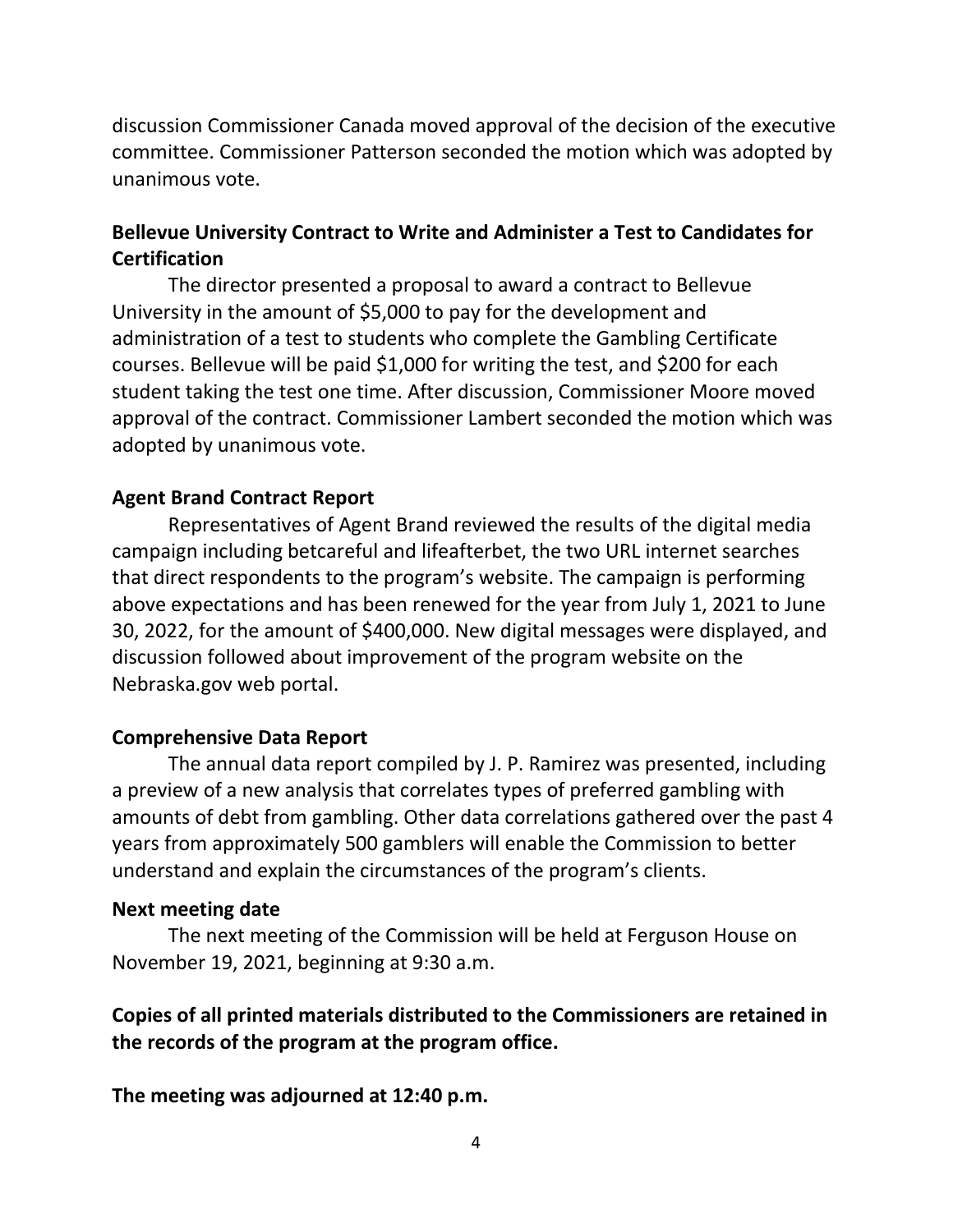discussion Commissioner Canada moved approval of the decision of the executive committee. Commissioner Patterson seconded the motion which was adopted by unanimous vote.

**Bellevue University Contract to Write and Administer a Test to Candidates for Certification**

The director presented a proposal to award a contract to Bellevue University in the amount of $5,000 to pay for the development and administration of a test to students who complete the Gambling Certificate courses. Bellevue will be paid $1,000 for writing the test, and $200 for each student taking the test one time. After discussion, Commissioner Moore moved approval of the contract. Commissioner Lambert seconded the motion which was adopted by unanimous vote.

**Agent Brand Contract Report**

Representatives of Agent Brand reviewed the results of the digital media campaign including betcareful and lifeafterbet, the two URL internet searches that direct respondents to the program's website. The campaign is performing above expectations and has been renewed for the year from July 1, 2021 to June 30, 2022, for the amount of $400,000. New digital messages were displayed, and discussion followed about improvement of the program website on the Nebraska.gov web portal.

**Comprehensive Data Report**

The annual data report compiled by J. P. Ramirez was presented, including a preview of a new analysis that correlates types of preferred gambling with amounts of debt from gambling. Other data correlations gathered over the past 4 years from approximately 500 gamblers will enable the Commission to better understand and explain the circumstances of the program's clients.

**Next meeting date**

The next meeting of the Commission will be held at Ferguson House on November 19, 2021, beginning at 9:30 a.m.

**Copies of all printed materials distributed to the Commissioners are retained in the records of the program at the program office.**

**The meeting was adjourned at 12:40 p.m.**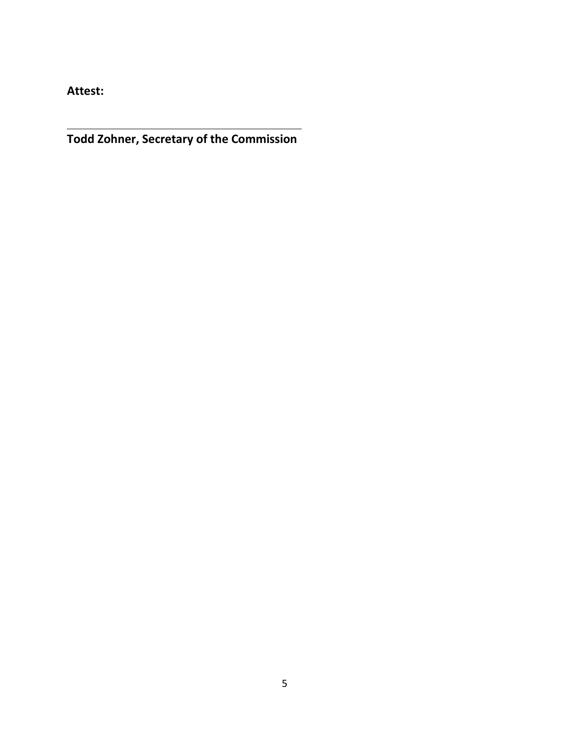**Attest:**

\_\_\_\_\_\_\_\_\_\_\_\_\_\_\_\_\_\_\_\_\_\_\_\_\_\_\_\_\_\_\_\_\_\_\_\_\_\_\_\_

**Todd Zohner, Secretary of the Commission**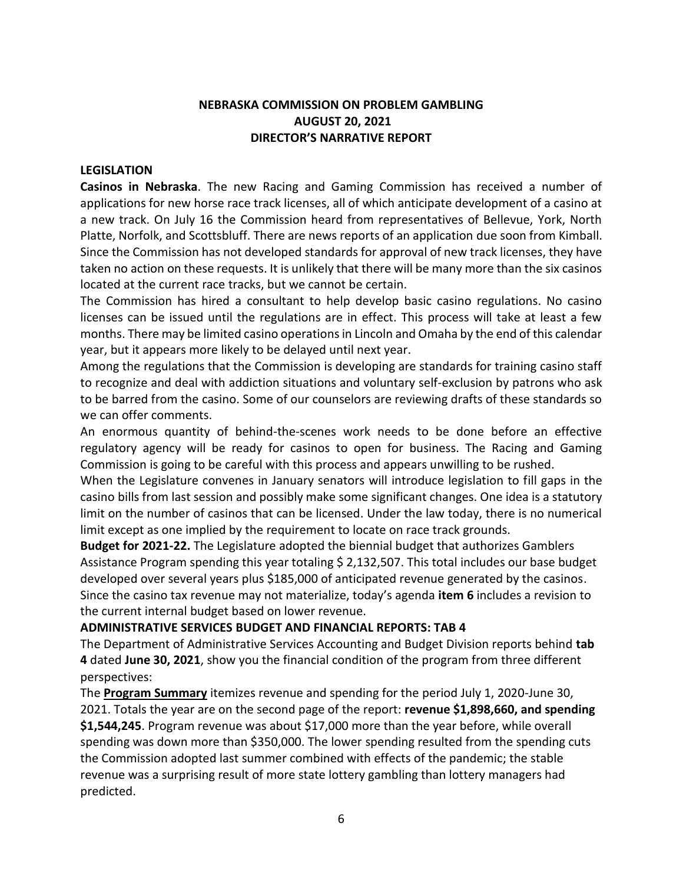# NEBRASKA COMMISSION ON PROBLEM GAMBLING
## AUGUST 20, 2021
## DIRECTOR'S NARRATIVE REPORT

### LEGISLATION

**Casinos in Nebraska**. The new Racing and Gaming Commission has received a number of applications for new horse race track licenses, all of which anticipate development of a casino at a new track. On July 16 the Commission heard from representatives of Bellevue, York, North Platte, Norfolk, and Scottsbluff. There are news reports of an application due soon from Kimball. Since the Commission has not developed standards for approval of new track licenses, they have taken no action on these requests. It is unlikely that there will be many more than the six casinos located at the current race tracks, but we cannot be certain.

The Commission has hired a consultant to help develop basic casino regulations. No casino licenses can be issued until the regulations are in effect. This process will take at least a few months. There may be limited casino operations in Lincoln and Omaha by the end of this calendar year, but it appears more likely to be delayed until next year.

Among the regulations that the Commission is developing are standards for training casino staff to recognize and deal with addiction situations and voluntary self-exclusion by patrons who ask to be barred from the casino. Some of our counselors are reviewing drafts of these standards so we can offer comments.

An enormous quantity of behind-the-scenes work needs to be done before an effective regulatory agency will be ready for casinos to open for business. The Racing and Gaming Commission is going to be careful with this process and appears unwilling to be rushed.

When the Legislature convenes in January senators will introduce legislation to fill gaps in the casino bills from last session and possibly make some significant changes. One idea is a statutory limit on the number of casinos that can be licensed. Under the law today, there is no numerical limit except as one implied by the requirement to locate on race track grounds.

**Budget for 2021-22.** The Legislature adopted the biennial budget that authorizes Gamblers Assistance Program spending this year totaling $ 2,132,507. This total includes our base budget developed over several years plus $185,000 of anticipated revenue generated by the casinos. Since the casino tax revenue may not materialize, today's agenda **item 6** includes a revision to the current internal budget based on lower revenue.

### ADMINISTRATIVE SERVICES BUDGET AND FINANCIAL REPORTS: TAB 4

The Department of Administrative Services Accounting and Budget Division reports behind **tab 4** dated **June 30, 2021**, show you the financial condition of the program from three different perspectives:

The **Program Summary** itemizes revenue and spending for the period July 1, 2020-June 30, 2021. Totals the year are on the second page of the report: **revenue $1,898,660, and spending $1,544,245**. Program revenue was about $17,000 more than the year before, while overall spending was down more than $350,000. The lower spending resulted from the spending cuts the Commission adopted last summer combined with effects of the pandemic; the stable revenue was a surprising result of more state lottery gambling than lottery managers had predicted.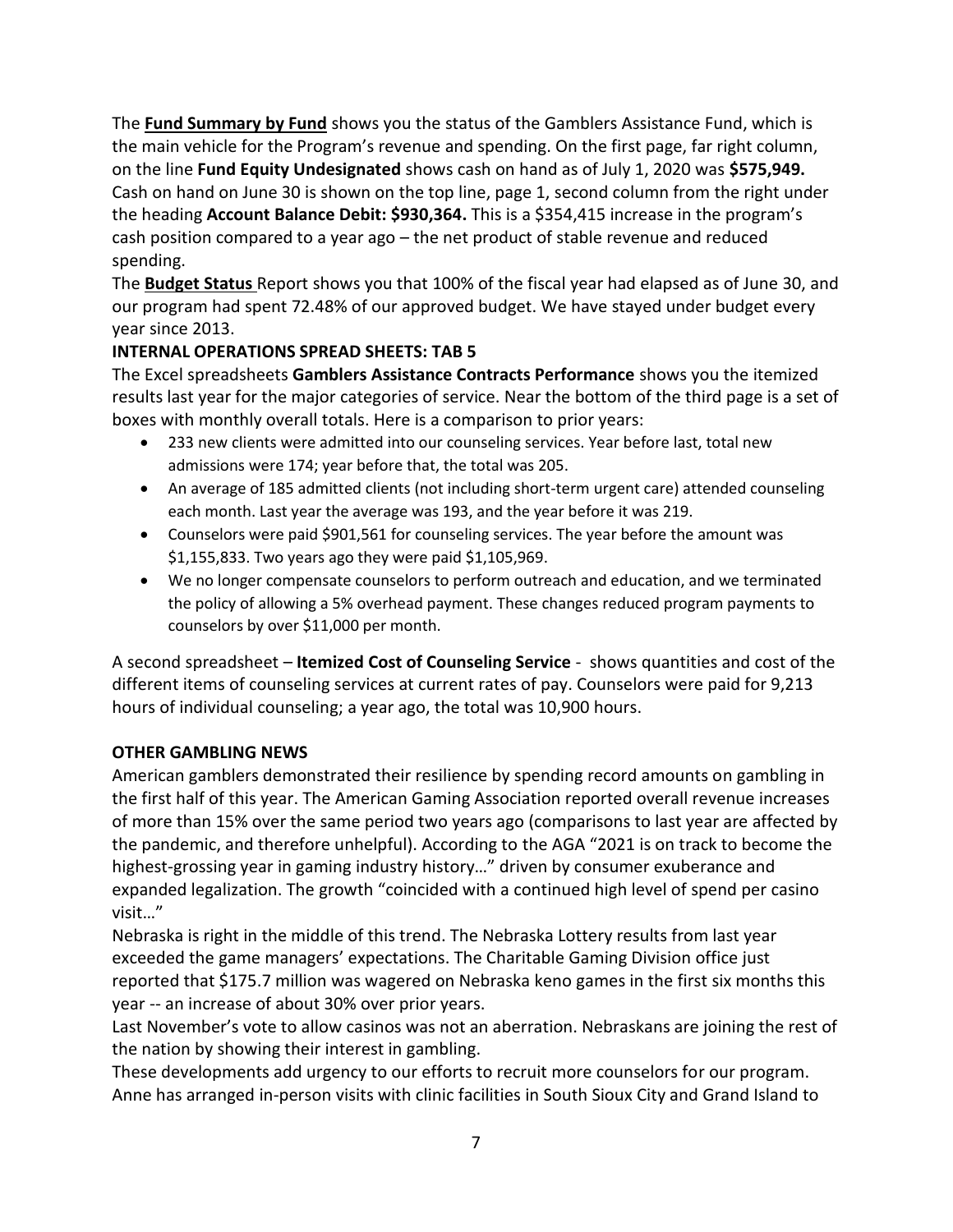The **Fund Summary by Fund** shows you the status of the Gamblers Assistance Fund, which is the main vehicle for the Program's revenue and spending. On the first page, far right column, on the line **Fund Equity Undesignated** shows cash on hand as of July 1, 2020 was **$575,949.** Cash on hand on June 30 is shown on the top line, page 1, second column from the right under the heading **Account Balance Debit: $930,364.** This is a $354,415 increase in the program's cash position compared to a year ago – the net product of stable revenue and reduced spending.

The **Budget Status** Report shows you that 100% of the fiscal year had elapsed as of June 30, and our program had spent 72.48% of our approved budget. We have stayed under budget every year since 2013.

**INTERNAL OPERATIONS SPREAD SHEETS: TAB 5**

The Excel spreadsheets **Gamblers Assistance Contracts Performance** shows you the itemized results last year for the major categories of service. Near the bottom of the third page is a set of boxes with monthly overall totals. Here is a comparison to prior years:

- 233 new clients were admitted into our counseling services. Year before last, total new admissions were 174; year before that, the total was 205.
- An average of 185 admitted clients (not including short-term urgent care) attended counseling each month. Last year the average was 193, and the year before it was 219.
- Counselors were paid $901,561 for counseling services. The year before the amount was $1,155,833. Two years ago they were paid $1,105,969.
- We no longer compensate counselors to perform outreach and education, and we terminated the policy of allowing a 5% overhead payment. These changes reduced program payments to counselors by over $11,000 per month.

A second spreadsheet – **Itemized Cost of Counseling Service** - shows quantities and cost of the different items of counseling services at current rates of pay. Counselors were paid for 9,213 hours of individual counseling; a year ago, the total was 10,900 hours.

**OTHER GAMBLING NEWS**

American gamblers demonstrated their resilience by spending record amounts on gambling in the first half of this year. The American Gaming Association reported overall revenue increases of more than 15% over the same period two years ago (comparisons to last year are affected by the pandemic, and therefore unhelpful). According to the AGA "2021 is on track to become the highest-grossing year in gaming industry history…" driven by consumer exuberance and expanded legalization. The growth "coincided with a continued high level of spend per casino visit…"

Nebraska is right in the middle of this trend. The Nebraska Lottery results from last year exceeded the game managers' expectations. The Charitable Gaming Division office just reported that $175.7 million was wagered on Nebraska keno games in the first six months this year -- an increase of about 30% over prior years.

Last November's vote to allow casinos was not an aberration. Nebraskans are joining the rest of the nation by showing their interest in gambling.

These developments add urgency to our efforts to recruit more counselors for our program. Anne has arranged in-person visits with clinic facilities in South Sioux City and Grand Island to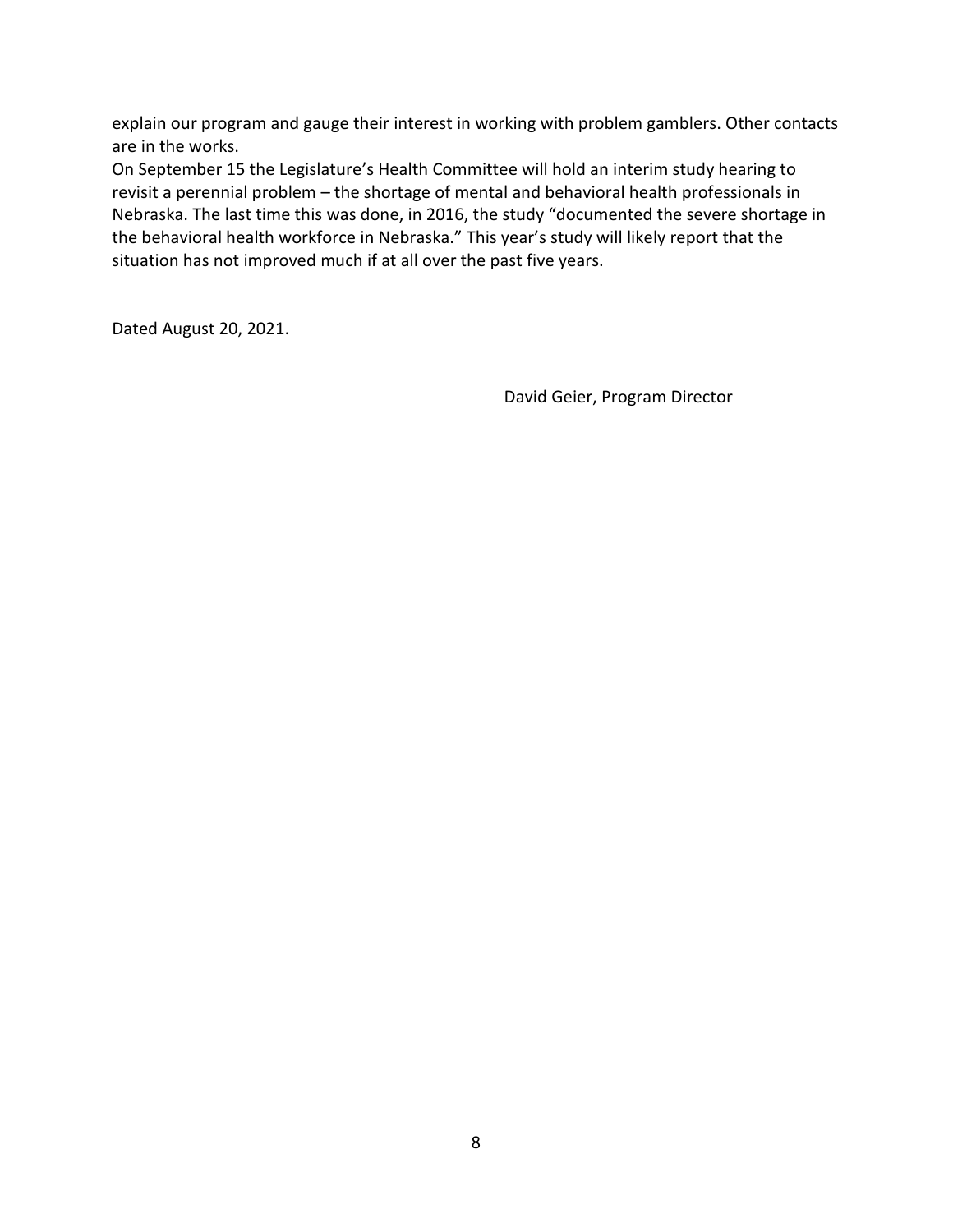explain our program and gauge their interest in working with problem gamblers. Other contacts are in the works.

On September 15 the Legislature's Health Committee will hold an interim study hearing to revisit a perennial problem – the shortage of mental and behavioral health professionals in Nebraska. The last time this was done, in 2016, the study "documented the severe shortage in the behavioral health workforce in Nebraska." This year's study will likely report that the situation has not improved much if at all over the past five years.

Dated August 20, 2021.

David Geier, Program Director